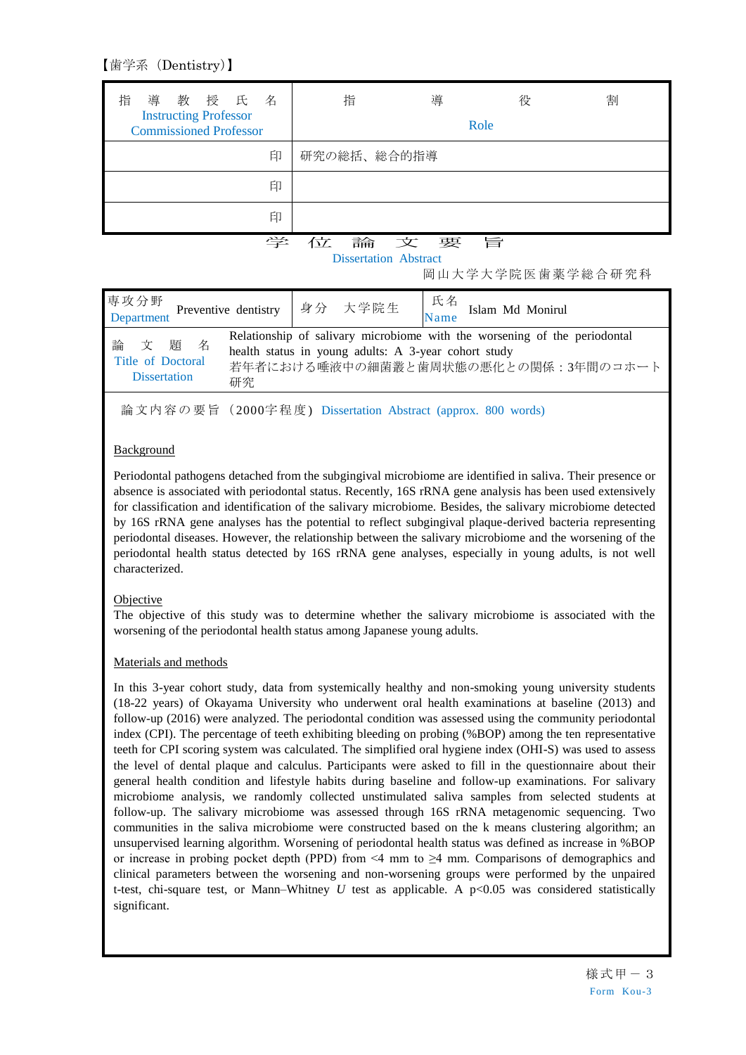【歯学系（Dentistry)】

| 指　導　教　授　氏　名 Instructing Professor Commissioned Professor | 指　導　役　割 Role |
|---|---|
| 印 | 研究の総括、総合的指導 |
| 印 | |
| 印 | |

# 学　位　論　文　要　旨

Dissertation Abstract

岡山大学大学院医歯薬学総合研究科

| 専攻分野 Department | Preventive dentistry | 身分 | 大学院生 | 氏名 Name | Islam Md Monirul |
|---|---|---|---|---|---|
| 論　文　題　名 Title of Doctoral Dissertation | Relationship of salivary microbiome with the worsening of the periodontal health status in young adults: A 3-year cohort study 若年者における唾液中の細菌叢と歯周状態の悪化との関係：3年間のコホート研究 | | | | |

論文内容の要旨（2000字程度） Dissertation Abstract (approx. 800 words)

## Background

Periodontal pathogens detached from the subgingival microbiome are identified in saliva. Their presence or absence is associated with periodontal status. Recently, 16S rRNA gene analysis has been used extensively for classification and identification of the salivary microbiome. Besides, the salivary microbiome detected by 16S rRNA gene analyses has the potential to reflect subgingival plaque-derived bacteria representing periodontal diseases. However, the relationship between the salivary microbiome and the worsening of the periodontal health status detected by 16S rRNA gene analyses, especially in young adults, is not well characterized.

## Objective

The objective of this study was to determine whether the salivary microbiome is associated with the worsening of the periodontal health status among Japanese young adults.

## Materials and methods

In this 3-year cohort study, data from systemically healthy and non-smoking young university students (18-22 years) of Okayama University who underwent oral health examinations at baseline (2013) and follow-up (2016) were analyzed. The periodontal condition was assessed using the community periodontal index (CPI). The percentage of teeth exhibiting bleeding on probing (%BOP) among the ten representative teeth for CPI scoring system was calculated. The simplified oral hygiene index (OHI-S) was used to assess the level of dental plaque and calculus. Participants were asked to fill in the questionnaire about their general health condition and lifestyle habits during baseline and follow-up examinations. For salivary microbiome analysis, we randomly collected unstimulated saliva samples from selected students at follow-up. The salivary microbiome was assessed through 16S rRNA metagenomic sequencing. Two communities in the saliva microbiome were constructed based on the k means clustering algorithm; an unsupervised learning algorithm. Worsening of periodontal health status was defined as increase in %BOP or increase in probing pocket depth (PPD) from <4 mm to ≥4 mm. Comparisons of demographics and clinical parameters between the worsening and non-worsening groups were performed by the unpaired t-test, chi-square test, or Mann–Whitney *U* test as applicable. A $p<0.05$ was considered statistically significant.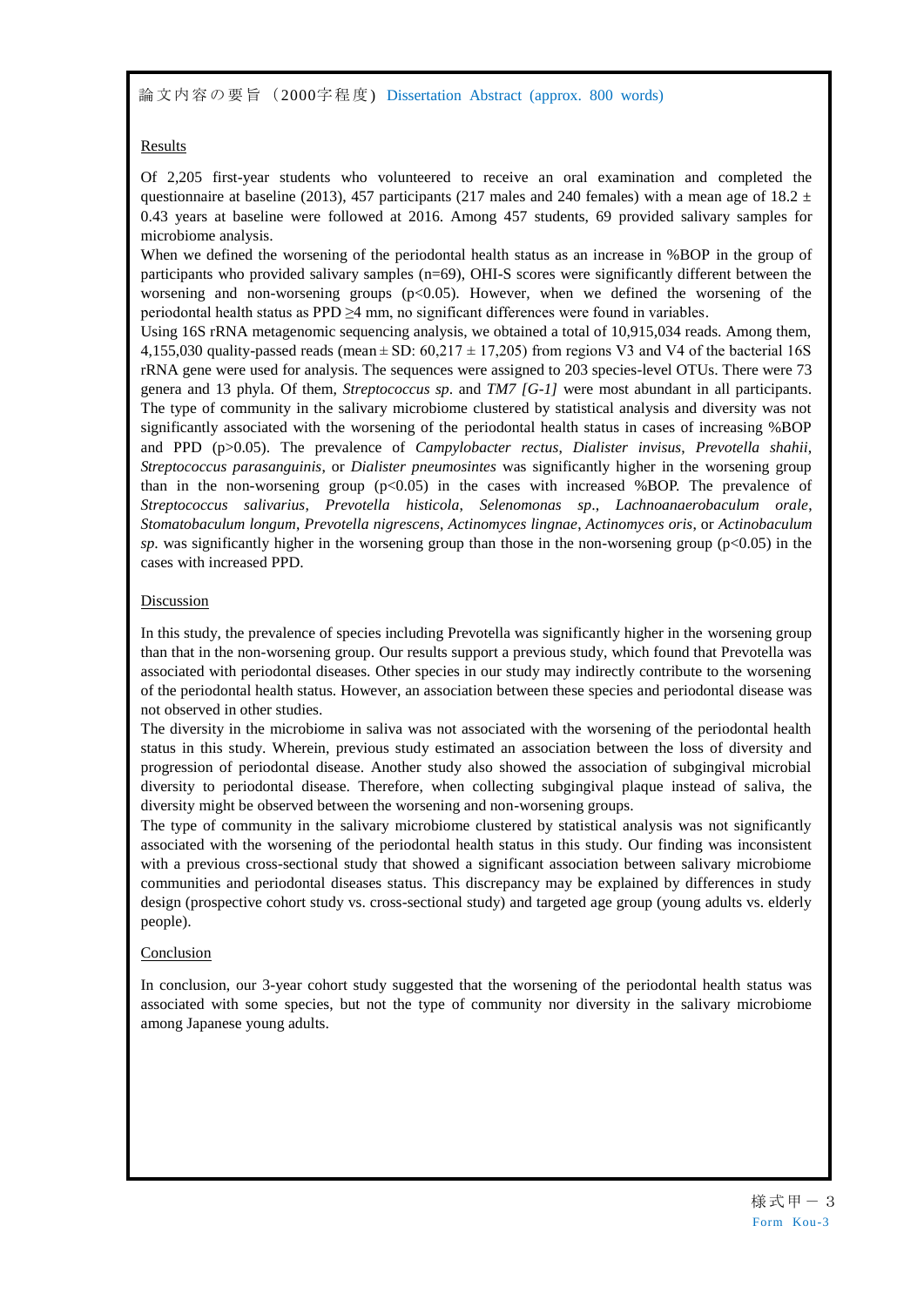論文内容の要旨（2000字程度） Dissertation Abstract (approx. 800 words)

Results

Of 2,205 first-year students who volunteered to receive an oral examination and completed the questionnaire at baseline (2013), 457 participants (217 males and 240 females) with a mean age of 18.2 ± 0.43 years at baseline were followed at 2016. Among 457 students, 69 provided salivary samples for microbiome analysis.
When we defined the worsening of the periodontal health status as an increase in %BOP in the group of participants who provided salivary samples (n=69), OHI-S scores were significantly different between the worsening and non-worsening groups ($p<0.05$). However, when we defined the worsening of the periodontal health status as PPD ≥4 mm, no significant differences were found in variables.
Using 16S rRNA metagenomic sequencing analysis, we obtained a total of 10,915,034 reads. Among them, 4,155,030 quality-passed reads (mean ± SD: 60,217 ± 17,205) from regions V3 and V4 of the bacterial 16S rRNA gene were used for analysis. The sequences were assigned to 203 species-level OTUs. There were 73 genera and 13 phyla. Of them, *Streptococcus sp*. and *TM7 [G-1]* were most abundant in all participants. The type of community in the salivary microbiome clustered by statistical analysis and diversity was not significantly associated with the worsening of the periodontal health status in cases of increasing %BOP and PPD ($p>0.05$). The prevalence of *Campylobacter rectus*, *Dialister invisus*, *Prevotella shahii*, *Streptococcus parasanguinis*, or *Dialister pneumosintes* was significantly higher in the worsening group than in the non-worsening group ($p<0.05$) in the cases with increased %BOP. The prevalence of *Streptococcus salivarius*, *Prevotella histicola*, *Selenomonas sp*., *Lachnoanaerobaculum orale*, *Stomatobaculum longum*, *Prevotella nigrescens*, *Actinomyces lingnae*, *Actinomyces oris*, or *Actinobaculum sp*. was significantly higher in the worsening group than those in the non-worsening group ($p<0.05$) in the cases with increased PPD.

Discussion

In this study, the prevalence of species including Prevotella was significantly higher in the worsening group than that in the non-worsening group. Our results support a previous study, which found that Prevotella was associated with periodontal diseases. Other species in our study may indirectly contribute to the worsening of the periodontal health status. However, an association between these species and periodontal disease was not observed in other studies.
The diversity in the microbiome in saliva was not associated with the worsening of the periodontal health status in this study. Wherein, previous study estimated an association between the loss of diversity and progression of periodontal disease. Another study also showed the association of subgingival microbial diversity to periodontal disease. Therefore, when collecting subgingival plaque instead of saliva, the diversity might be observed between the worsening and non-worsening groups.
The type of community in the salivary microbiome clustered by statistical analysis was not significantly associated with the worsening of the periodontal health status in this study. Our finding was inconsistent with a previous cross-sectional study that showed a significant association between salivary microbiome communities and periodontal diseases status. This discrepancy may be explained by differences in study design (prospective cohort study vs. cross-sectional study) and targeted age group (young adults vs. elderly people).

Conclusion

In conclusion, our 3-year cohort study suggested that the worsening of the periodontal health status was associated with some species, but not the type of community nor diversity in the salivary microbiome among Japanese young adults.

様式甲－3
Form Kou-3